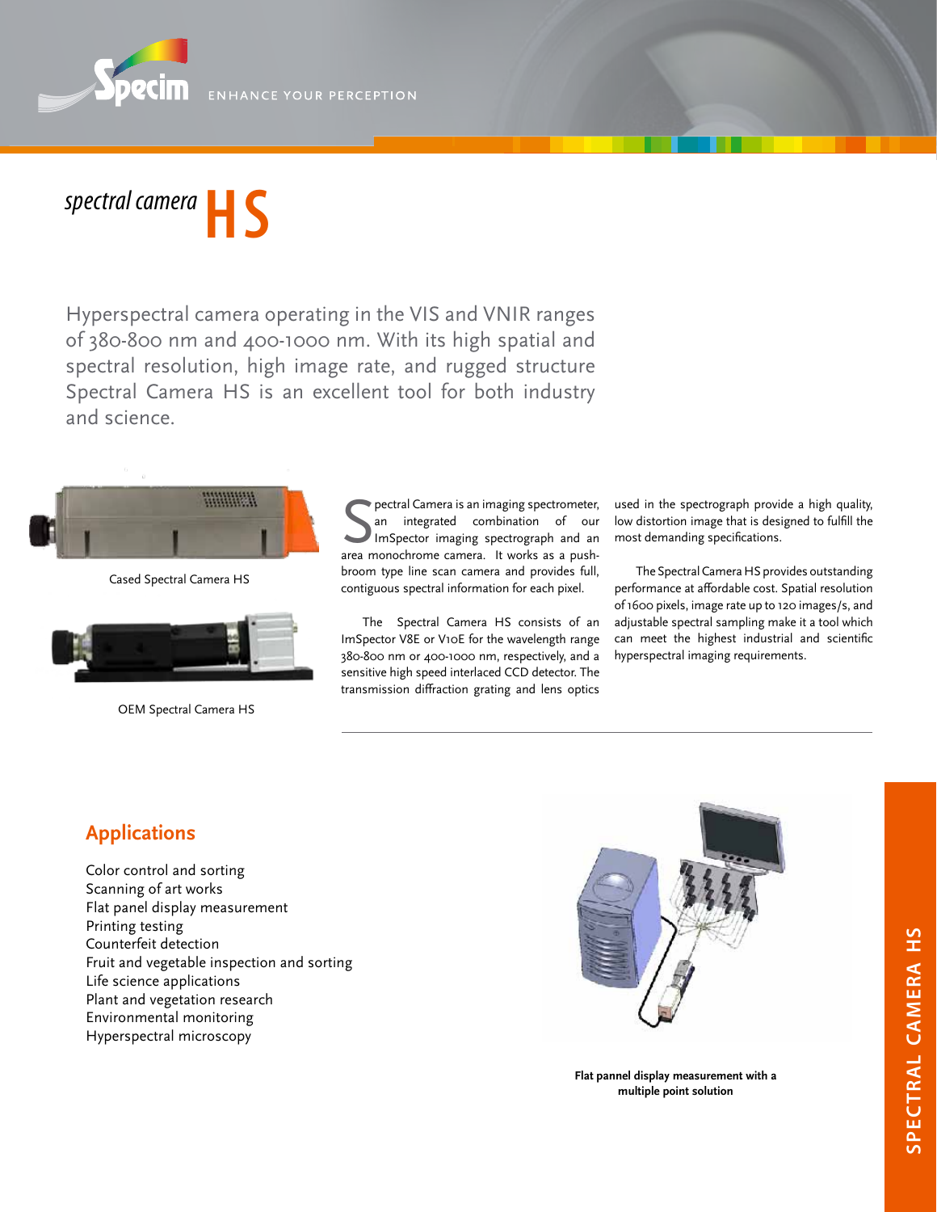ENHANCE YOUR PERCEPTION

# *spectral camera* HS

Hyperspectral camera operating in the VIS and VNIR ranges of 380-800 nm and 400-1000 nm. With its high spatial and spectral resolution, high image rate, and rugged structure Spectral Camera HS is an excellent tool for both industry and science.

Cased Spectral Camera HS

OEM Spectral Camera HS

Spectral Camera is an imaging spectrometer, an integrated combination of our ImSpector imaging spectrograph and an area monochrome camera. It works as a push-broom type line scan camera and provides full, contiguous spectral information for each pixel.

The Spectral Camera HS consists of an ImSpector V8E or V10E for the wavelength range 380-800 nm or 400-1000 nm, respectively, and a sensitive high speed interlaced CCD detector. The transmission diffraction grating and lens optics used in the spectrograph provide a high quality, low distortion image that is designed to fulfill the most demanding specifications.

The Spectral Camera HS provides outstanding performance at affordable cost. Spatial resolution of 1600 pixels, image rate up to 120 images/s, and adjustable spectral sampling make it a tool which can meet the highest industrial and scientific hyperspectral imaging requirements.

## Applications

Color control and sorting
Scanning of art works
Flat panel display measurement
Printing testing
Counterfeit detection
Fruit and vegetable inspection and sorting
Life science applications
Plant and vegetation research
Environmental monitoring
Hyperspectral microscopy

**Flat pannel display measurement with a multiple point solution**

SPECTRAL CAMERA HS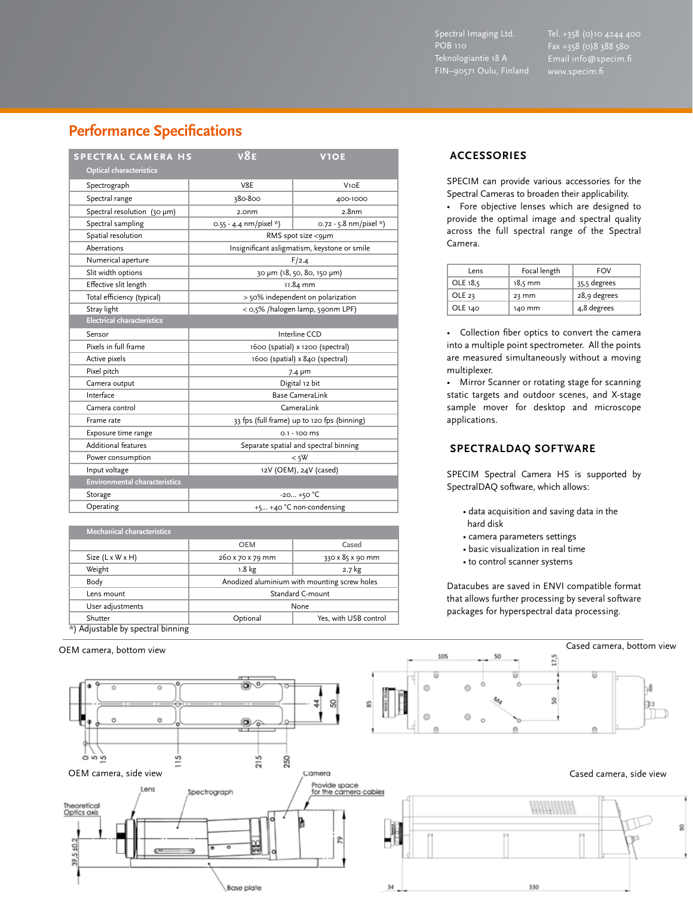Spectral Imaging Ltd.
POB 110
Teknologiantie 18 A
FIN–90571 Oulu, Finland

Tel. +358 (0)10 4244 400
Fax +358 (0)8 388 580
Email info@specim.fi
www.specim.fi

# Performance Specifications

| SPECTRAL CAMERA HS | V8E | V10E |
|---|---|---|
| **Optical characteristics** | | |
| Spectrograph | V8E | V10E |
| Spectral range | 380-800 | 400-1000 |
| Spectral resolution (30 µm) | 2.0nm | 2.8nm |
| Spectral sampling | 0.55 - 4.4 nm/pixel *) | 0.72 - 5.8 nm/pixel *) |
| Spatial resolution | RMS spot size <9µm | |
| Aberrations | Insignificant asligmatism, keystone or smile | |
| Numerical aperture | F/2.4 | |
| Slit width options | 30 µm (18, 50, 80, 150 µm) | |
| Effective slit length | 11.84 mm | |
| Total efficiency (typical) | > 50% independent on polarization | |
| Stray light | < 0,5% /halogen lamp, 590nm LPF) | |
| **Electrical characteristics** | | |
| Sensor | Interline CCD | |
| Pixels in full frame | 1600 (spatial) x 1200 (spectral) | |
| Active pixels | 1600 (spatial) x 840 (spectral) | |
| Pixel pitch | 7.4 µm | |
| Camera output | Digital 12 bit | |
| Interface | Base CameraLink | |
| Camera control | CameraLink | |
| Frame rate | 33 fps (full frame) up to 120 fps (binning) | |
| Exposure time range | 0.1 - 100 ms | |
| Additional features | Separate spatial and spectral binning | |
| Power consumption | < 5W | |
| Input voltage | 12V (OEM), 24V (cased) | |
| **Environmental characteristics** | | |
| Storage | -20... +50 °C | |
| Operating | +5... +40 °C non-condensing | |

| Mechanical characteristics | OEM | Cased |
|---|---|---|
| Size (L x W x H) | 260 x 70 x 79 mm | 330 x 85 x 90 mm |
| Weight | 1.8 kg | 2.7 kg |
| Body | Anodized aluminium with mounting screw holes | |
| Lens mount | Standard C-mount | |
| User adjustments | None | |
| Shutter | Optional | Yes, with USB control |

*) Adjustable by spectral binning

## ACCESSORIES

SPECIM can provide various accessories for the Spectral Cameras to broaden their applicability.

- Fore objective lenses which are designed to provide the optimal image and spectral quality across the full spectral range of the Spectral Camera.

| Lens | Focal length | FOV |
|---|---|---|
| OLE 18,5 | 18,5 mm | 35,5 degrees |
| OLE 23 | 23 mm | 28,9 degrees |
| OLE 140 | 140 mm | 4,8 degrees |

- Collection fiber optics to convert the camera into a multiple point spectrometer. All the points are measured simultaneously without a moving multiplexer.
- Mirror Scanner or rotating stage for scanning static targets and outdoor scenes, and X-stage sample mover for desktop and microscope applications.

## SPECTRALDAQ SOFTWARE

SPECIM Spectral Camera HS is supported by SpectralDAQ software, which allows:

- data acquisition and saving data in the hard disk
- camera parameters settings
- basic visualization in real time
- to control scanner systems

Datacubes are saved in ENVI compatible format that allows further processing by several software packages for hyperspectral data processing.

OEM camera, bottom view

44
50
0
5
15
115
215
250

Cased camera, bottom view

105
50
17,5
85
M4
50

OEM camera, side view

Lens
Spectrograph
Camera
Provide space for the camera cables
Theoretical Optics axis
39,5 ±0,2
79
Base plate

Cased camera, side view

90
34
330